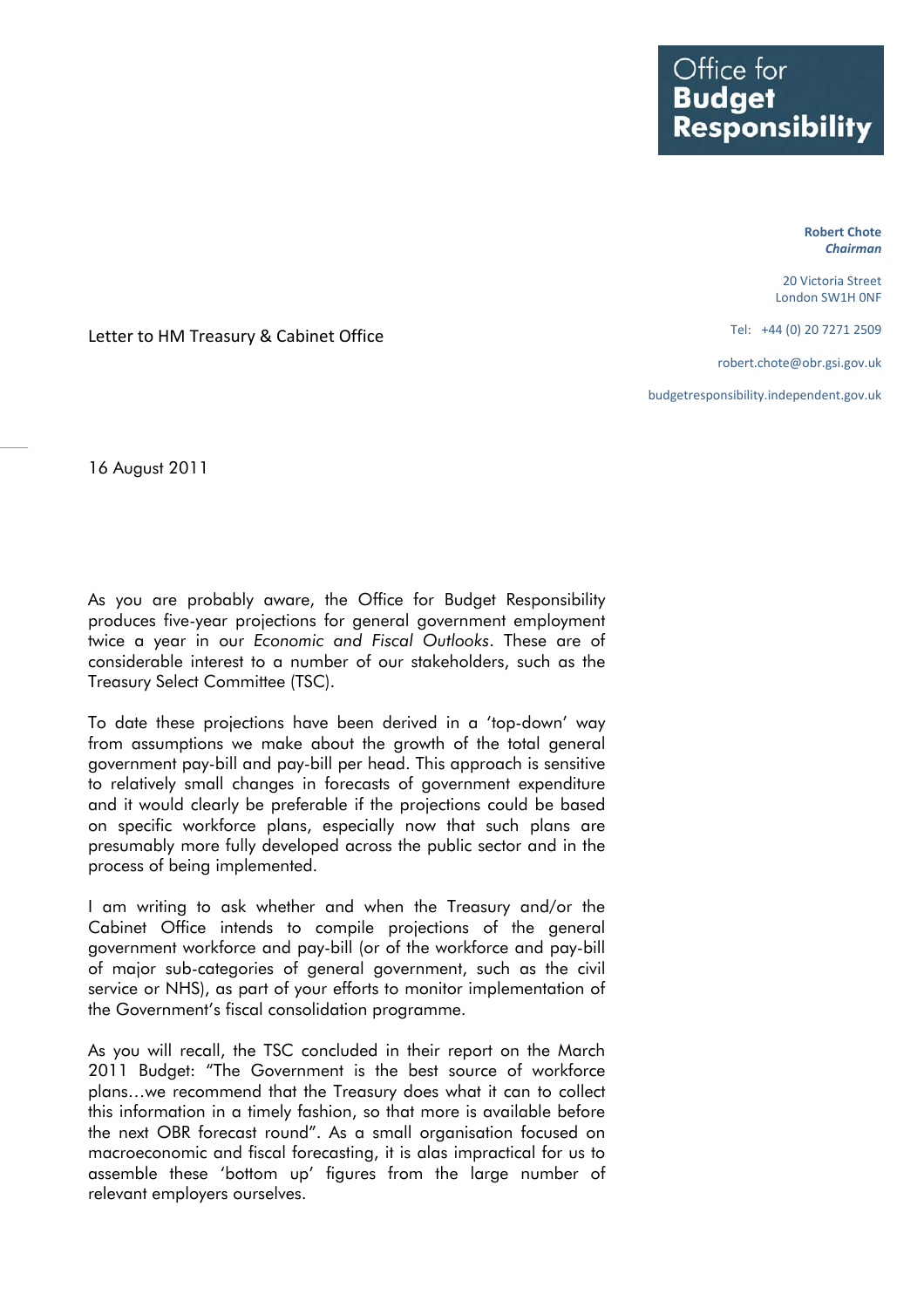**Office for Budget Responsibility**

**Robert Chote**
***Chairman***

20 Victoria Street
London SW1H 0NF

Tel: +44 (0) 20 7271 2509

robert.chote@obr.gsi.gov.uk

budgetresponsibility.independent.gov.uk

Letter to HM Treasury & Cabinet Office

16 August 2011

As you are probably aware, the Office for Budget Responsibility produces five-year projections for general government employment twice a year in our *Economic and Fiscal Outlooks*. These are of considerable interest to a number of our stakeholders, such as the Treasury Select Committee (TSC).

To date these projections have been derived in a 'top-down' way from assumptions we make about the growth of the total general government pay-bill and pay-bill per head. This approach is sensitive to relatively small changes in forecasts of government expenditure and it would clearly be preferable if the projections could be based on specific workforce plans, especially now that such plans are presumably more fully developed across the public sector and in the process of being implemented.

I am writing to ask whether and when the Treasury and/or the Cabinet Office intends to compile projections of the general government workforce and pay-bill (or of the workforce and pay-bill of major sub-categories of general government, such as the civil service or NHS), as part of your efforts to monitor implementation of the Government's fiscal consolidation programme.

As you will recall, the TSC concluded in their report on the March 2011 Budget: "The Government is the best source of workforce plans…we recommend that the Treasury does what it can to collect this information in a timely fashion, so that more is available before the next OBR forecast round". As a small organisation focused on macroeconomic and fiscal forecasting, it is alas impractical for us to assemble these 'bottom up' figures from the large number of relevant employers ourselves.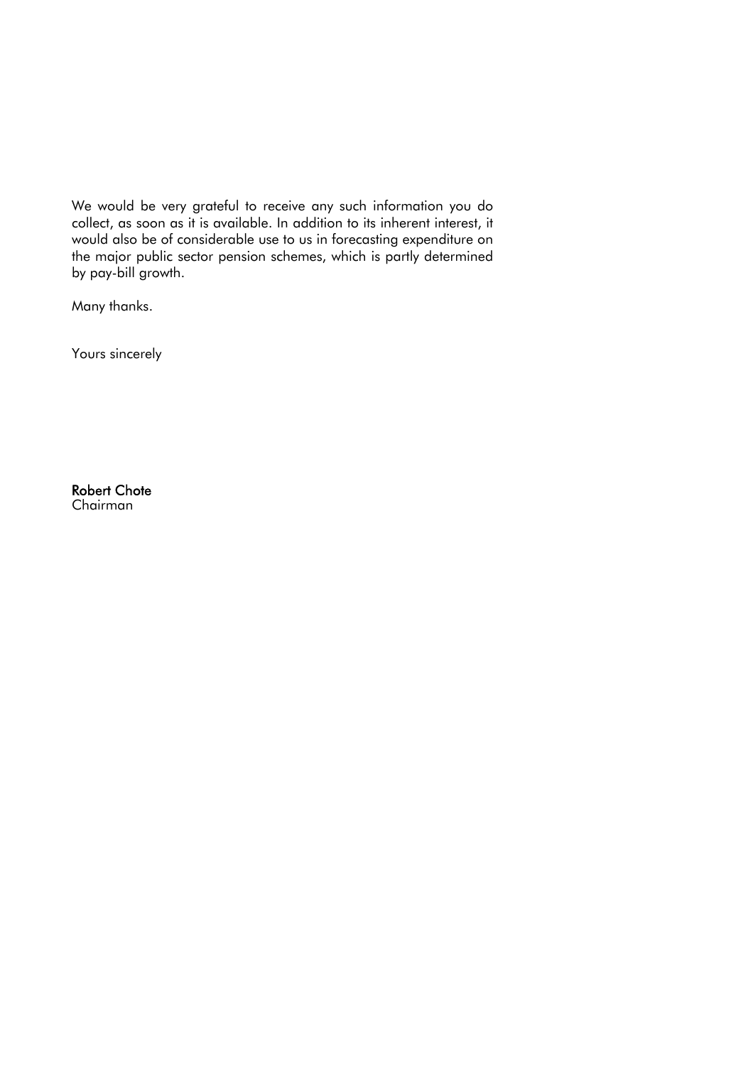We would be very grateful to receive any such information you do collect, as soon as it is available. In addition to its inherent interest, it would also be of considerable use to us in forecasting expenditure on the major public sector pension schemes, which is partly determined by pay-bill growth.

Many thanks.

Yours sincerely

**Robert Chote**
Chairman